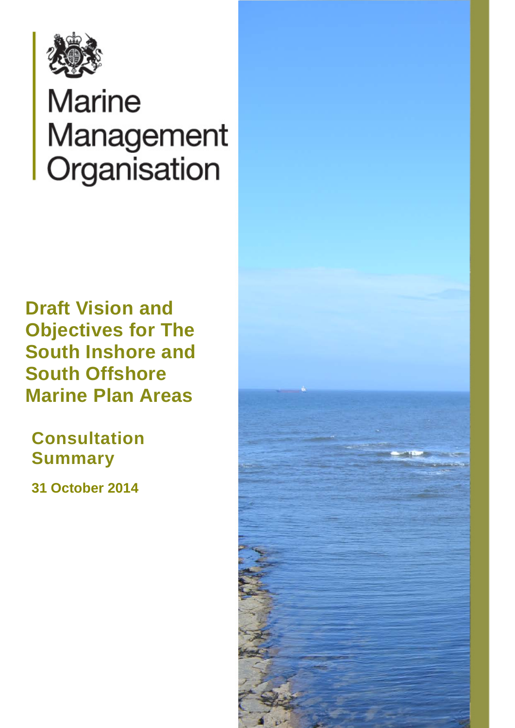Marine Management Organisation

# Draft Vision and Objectives for The South Inshore and South Offshore Marine Plan Areas

## Consultation Summary

**31 October 2014**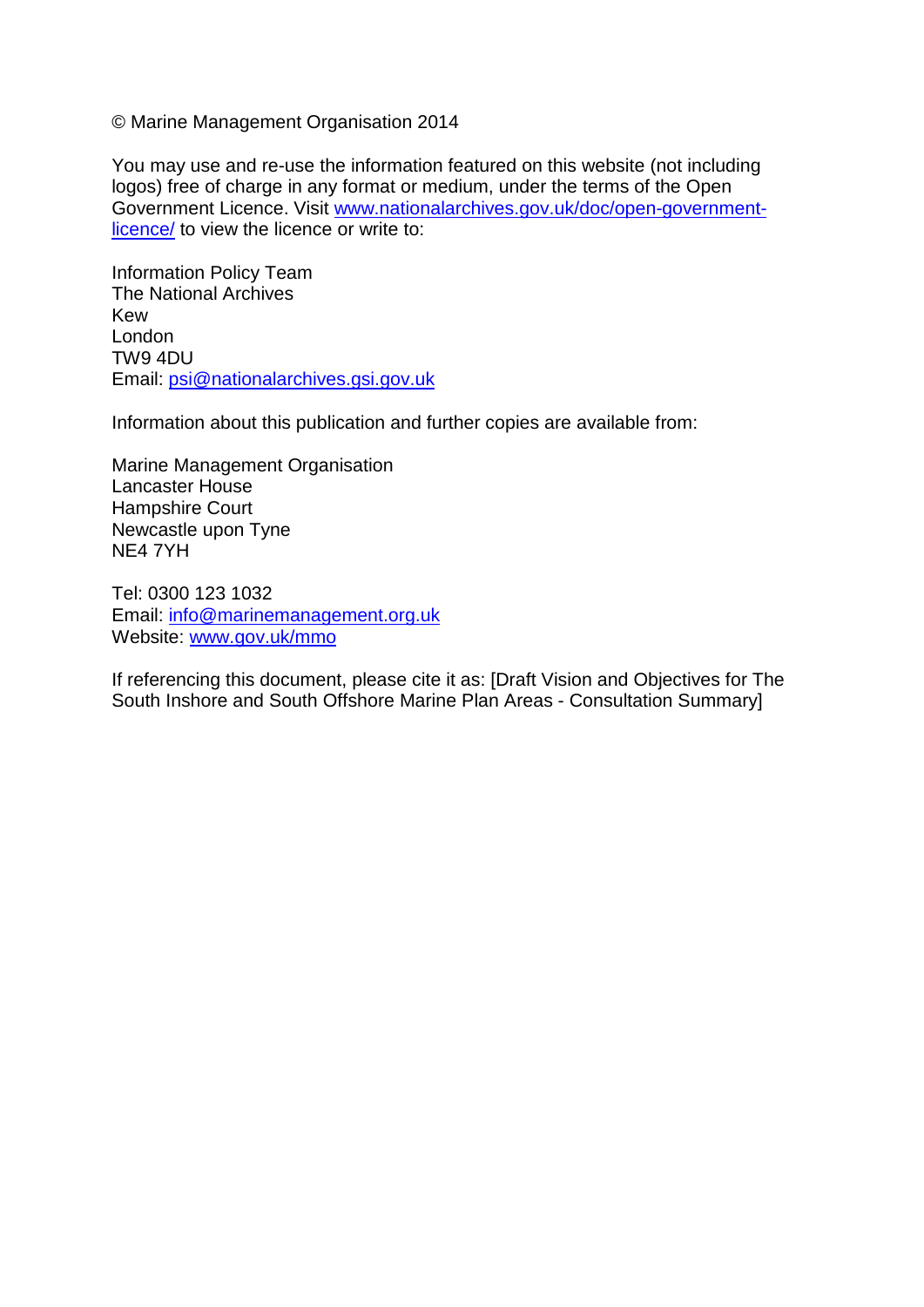© Marine Management Organisation 2014

You may use and re-use the information featured on this website (not including logos) free of charge in any format or medium, under the terms of the Open Government Licence. Visit [www.nationalarchives.gov.uk/doc/open-government-licence/](http://www.nationalarchives.gov.uk/doc/open-government-licence/) to view the licence or write to:

Information Policy Team
The National Archives
Kew
London
TW9 4DU
Email: [psi@nationalarchives.gsi.gov.uk](mailto:psi@nationalarchives.gsi.gov.uk)

Information about this publication and further copies are available from:

Marine Management Organisation
Lancaster House
Hampshire Court
Newcastle upon Tyne
NE4 7YH

Tel: 0300 123 1032
Email: [info@marinemanagement.org.uk](mailto:info@marinemanagement.org.uk)
Website: [www.gov.uk/mmo](http://www.gov.uk/mmo)

If referencing this document, please cite it as: [Draft Vision and Objectives for The South Inshore and South Offshore Marine Plan Areas - Consultation Summary]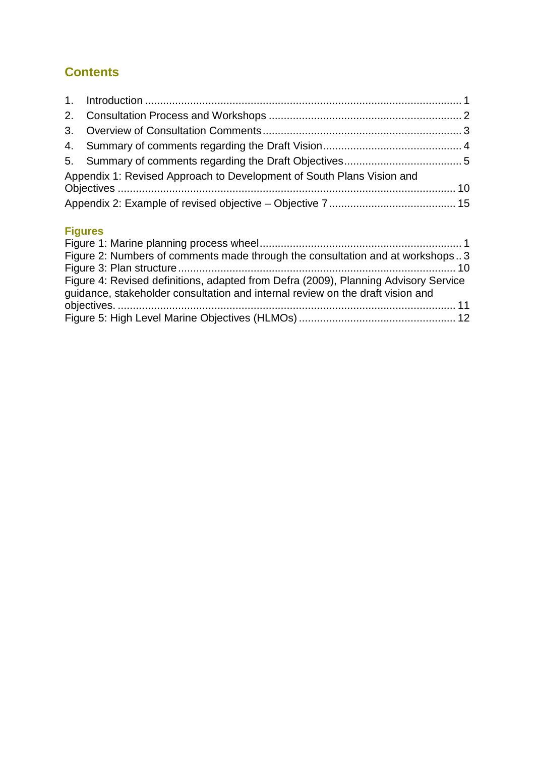## Contents

1. Introduction ........................................................................................................ 1
2. Consultation Process and Workshops ............................................................... 2
3. Overview of Consultation Comments ................................................................. 3
4. Summary of comments regarding the Draft Vision ............................................. 4
5. Summary of comments regarding the Draft Objectives ...................................... 5

Appendix 1: Revised Approach to Development of South Plans Vision and Objectives ............................................................................................................... 10

Appendix 2: Example of revised objective – Objective 7 ......................................... 15

### Figures

Figure 1: Marine planning process wheel .................................................................. 1

Figure 2: Numbers of comments made through the consultation and at workshops .. 3

Figure 3: Plan structure ........................................................................................... 10

Figure 4: Revised definitions, adapted from Defra (2009), Planning Advisory Service guidance, stakeholder consultation and internal review on the draft vision and objectives. ............................................................................................................... 11

Figure 5: High Level Marine Objectives (HLMOs) ................................................... 12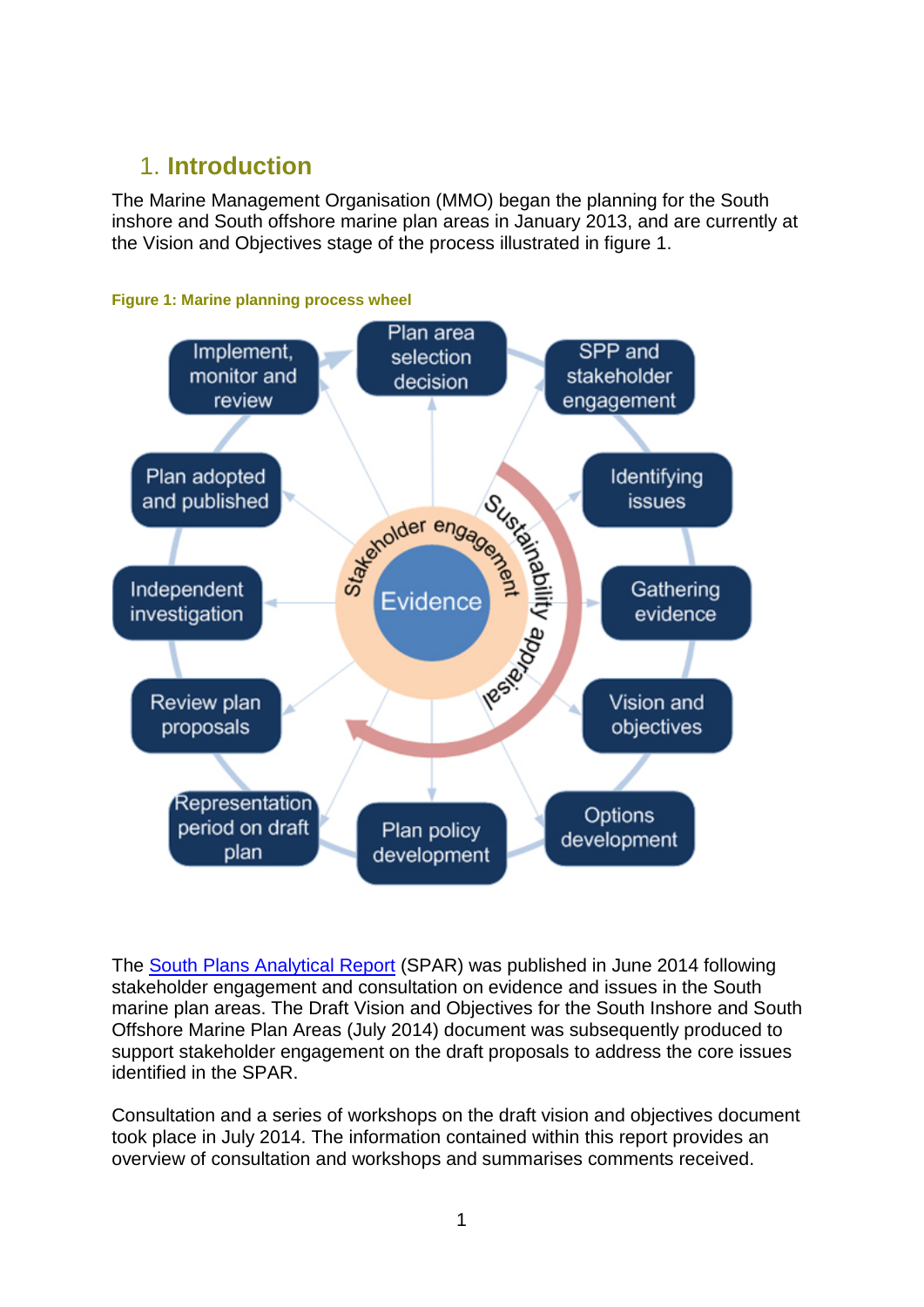## 1. Introduction

The Marine Management Organisation (MMO) began the planning for the South inshore and South offshore marine plan areas in January 2013, and are currently at the Vision and Objectives stage of the process illustrated in figure 1.

**Figure 1: Marine planning process wheel**

The South Plans Analytical Report (SPAR) was published in June 2014 following stakeholder engagement and consultation on evidence and issues in the South marine plan areas. The Draft Vision and Objectives for the South Inshore and South Offshore Marine Plan Areas (July 2014) document was subsequently produced to support stakeholder engagement on the draft proposals to address the core issues identified in the SPAR.

Consultation and a series of workshops on the draft vision and objectives document took place in July 2014. The information contained within this report provides an overview of consultation and workshops and summarises comments received.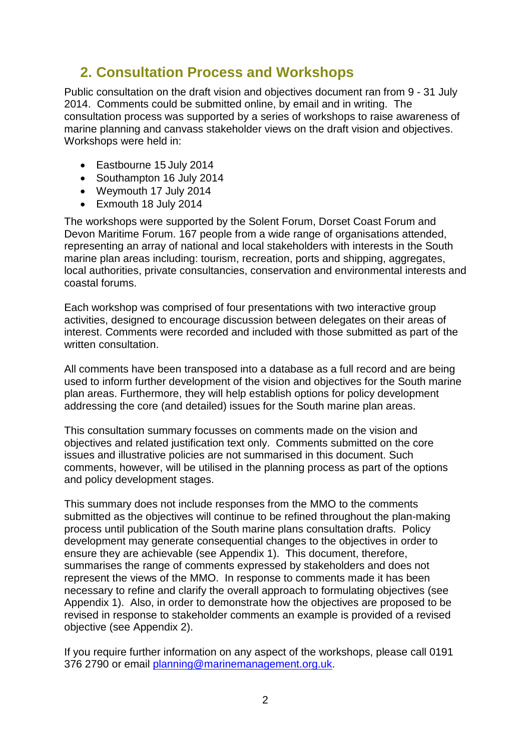## 2. Consultation Process and Workshops

Public consultation on the draft vision and objectives document ran from 9 - 31 July 2014. Comments could be submitted online, by email and in writing. The consultation process was supported by a series of workshops to raise awareness of marine planning and canvass stakeholder views on the draft vision and objectives. Workshops were held in:

- Eastbourne 15 July 2014
- Southampton 16 July 2014
- Weymouth 17 July 2014
- Exmouth 18 July 2014

The workshops were supported by the Solent Forum, Dorset Coast Forum and Devon Maritime Forum. 167 people from a wide range of organisations attended, representing an array of national and local stakeholders with interests in the South marine plan areas including: tourism, recreation, ports and shipping, aggregates, local authorities, private consultancies, conservation and environmental interests and coastal forums.

Each workshop was comprised of four presentations with two interactive group activities, designed to encourage discussion between delegates on their areas of interest. Comments were recorded and included with those submitted as part of the written consultation.

All comments have been transposed into a database as a full record and are being used to inform further development of the vision and objectives for the South marine plan areas. Furthermore, they will help establish options for policy development addressing the core (and detailed) issues for the South marine plan areas.

This consultation summary focusses on comments made on the vision and objectives and related justification text only. Comments submitted on the core issues and illustrative policies are not summarised in this document. Such comments, however, will be utilised in the planning process as part of the options and policy development stages.

This summary does not include responses from the MMO to the comments submitted as the objectives will continue to be refined throughout the plan-making process until publication of the South marine plans consultation drafts. Policy development may generate consequential changes to the objectives in order to ensure they are achievable (see Appendix 1). This document, therefore, summarises the range of comments expressed by stakeholders and does not represent the views of the MMO. In response to comments made it has been necessary to refine and clarify the overall approach to formulating objectives (see Appendix 1). Also, in order to demonstrate how the objectives are proposed to be revised in response to stakeholder comments an example is provided of a revised objective (see Appendix 2).

If you require further information on any aspect of the workshops, please call 0191 376 2790 or email planning@marinemanagement.org.uk.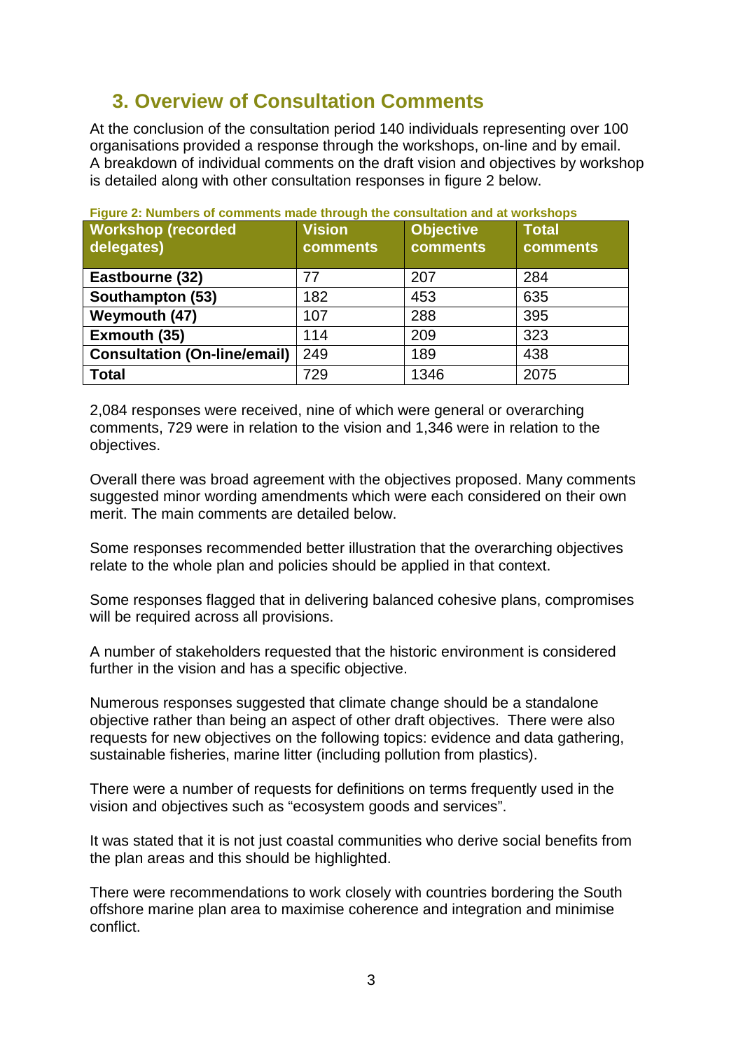## 3. Overview of Consultation Comments

At the conclusion of the consultation period 140 individuals representing over 100 organisations provided a response through the workshops, on-line and by email. A breakdown of individual comments on the draft vision and objectives by workshop is detailed along with other consultation responses in figure 2 below.

**Figure 2: Numbers of comments made through the consultation and at workshops**

| Workshop (recorded delegates) | Vision comments | Objective comments | Total comments |
|---|---|---|---|
| **Eastbourne (32)** | 77 | 207 | 284 |
| **Southampton (53)** | 182 | 453 | 635 |
| **Weymouth (47)** | 107 | 288 | 395 |
| **Exmouth (35)** | 114 | 209 | 323 |
| **Consultation (On-line/email)** | 249 | 189 | 438 |
| **Total** | 729 | 1346 | 2075 |

2,084 responses were received, nine of which were general or overarching comments, 729 were in relation to the vision and 1,346 were in relation to the objectives.

Overall there was broad agreement with the objectives proposed. Many comments suggested minor wording amendments which were each considered on their own merit. The main comments are detailed below.

Some responses recommended better illustration that the overarching objectives relate to the whole plan and policies should be applied in that context.

Some responses flagged that in delivering balanced cohesive plans, compromises will be required across all provisions.

A number of stakeholders requested that the historic environment is considered further in the vision and has a specific objective.

Numerous responses suggested that climate change should be a standalone objective rather than being an aspect of other draft objectives. There were also requests for new objectives on the following topics: evidence and data gathering, sustainable fisheries, marine litter (including pollution from plastics).

There were a number of requests for definitions on terms frequently used in the vision and objectives such as "ecosystem goods and services".

It was stated that it is not just coastal communities who derive social benefits from the plan areas and this should be highlighted.

There were recommendations to work closely with countries bordering the South offshore marine plan area to maximise coherence and integration and minimise conflict.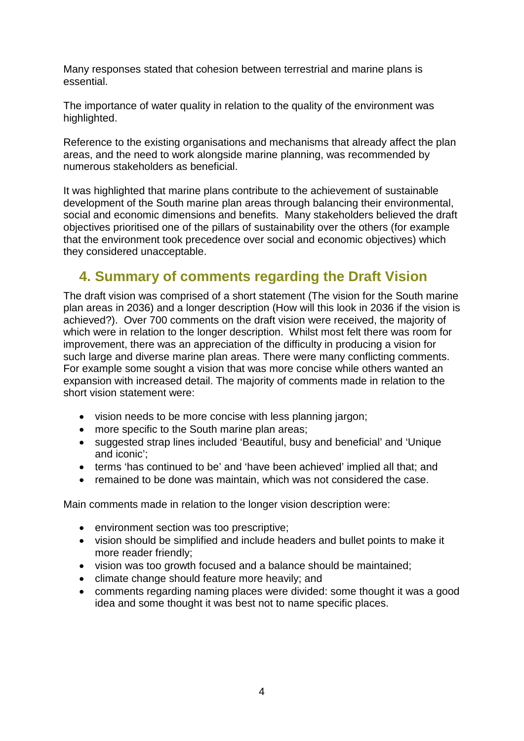Many responses stated that cohesion between terrestrial and marine plans is essential.

The importance of water quality in relation to the quality of the environment was highlighted.

Reference to the existing organisations and mechanisms that already affect the plan areas, and the need to work alongside marine planning, was recommended by numerous stakeholders as beneficial.

It was highlighted that marine plans contribute to the achievement of sustainable development of the South marine plan areas through balancing their environmental, social and economic dimensions and benefits. Many stakeholders believed the draft objectives prioritised one of the pillars of sustainability over the others (for example that the environment took precedence over social and economic objectives) which they considered unacceptable.

## 4. Summary of comments regarding the Draft Vision

The draft vision was comprised of a short statement (The vision for the South marine plan areas in 2036) and a longer description (How will this look in 2036 if the vision is achieved?). Over 700 comments on the draft vision were received, the majority of which were in relation to the longer description. Whilst most felt there was room for improvement, there was an appreciation of the difficulty in producing a vision for such large and diverse marine plan areas. There were many conflicting comments. For example some sought a vision that was more concise while others wanted an expansion with increased detail. The majority of comments made in relation to the short vision statement were:

- vision needs to be more concise with less planning jargon;
- more specific to the South marine plan areas;
- suggested strap lines included 'Beautiful, busy and beneficial' and 'Unique and iconic';
- terms 'has continued to be' and 'have been achieved' implied all that; and
- remained to be done was maintain, which was not considered the case.

Main comments made in relation to the longer vision description were:

- environment section was too prescriptive;
- vision should be simplified and include headers and bullet points to make it more reader friendly;
- vision was too growth focused and a balance should be maintained;
- climate change should feature more heavily; and
- comments regarding naming places were divided: some thought it was a good idea and some thought it was best not to name specific places.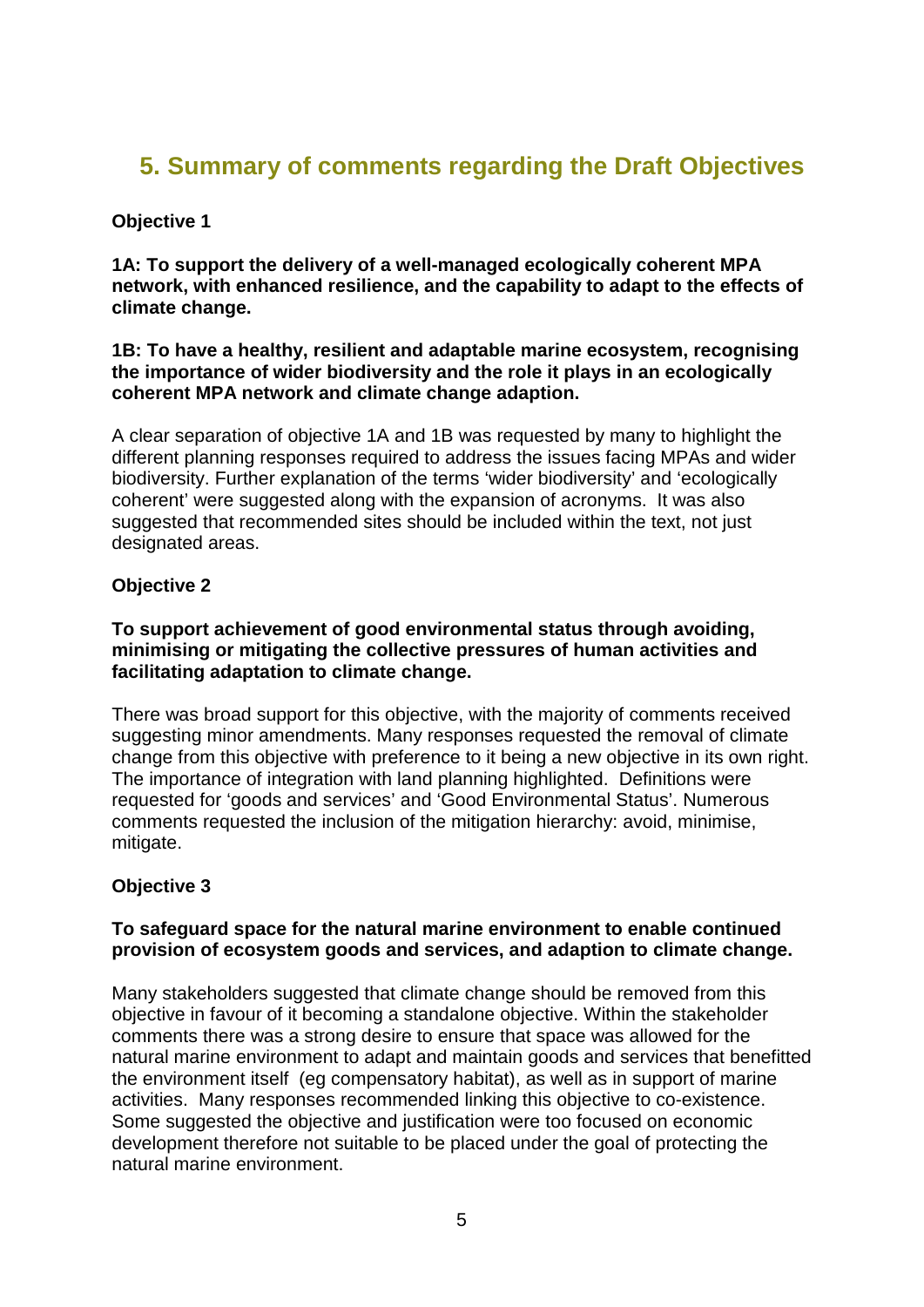## 5. Summary of comments regarding the Draft Objectives

### Objective 1

**1A: To support the delivery of a well-managed ecologically coherent MPA network, with enhanced resilience, and the capability to adapt to the effects of climate change.**

**1B: To have a healthy, resilient and adaptable marine ecosystem, recognising the importance of wider biodiversity and the role it plays in an ecologically coherent MPA network and climate change adaption.**

A clear separation of objective 1A and 1B was requested by many to highlight the different planning responses required to address the issues facing MPAs and wider biodiversity. Further explanation of the terms 'wider biodiversity' and 'ecologically coherent' were suggested along with the expansion of acronyms. It was also suggested that recommended sites should be included within the text, not just designated areas.

### Objective 2

**To support achievement of good environmental status through avoiding, minimising or mitigating the collective pressures of human activities and facilitating adaptation to climate change.**

There was broad support for this objective, with the majority of comments received suggesting minor amendments. Many responses requested the removal of climate change from this objective with preference to it being a new objective in its own right. The importance of integration with land planning highlighted. Definitions were requested for 'goods and services' and 'Good Environmental Status'. Numerous comments requested the inclusion of the mitigation hierarchy: avoid, minimise, mitigate.

### Objective 3

**To safeguard space for the natural marine environment to enable continued provision of ecosystem goods and services, and adaption to climate change.**

Many stakeholders suggested that climate change should be removed from this objective in favour of it becoming a standalone objective. Within the stakeholder comments there was a strong desire to ensure that space was allowed for the natural marine environment to adapt and maintain goods and services that benefitted the environment itself (eg compensatory habitat), as well as in support of marine activities. Many responses recommended linking this objective to co-existence. Some suggested the objective and justification were too focused on economic development therefore not suitable to be placed under the goal of protecting the natural marine environment.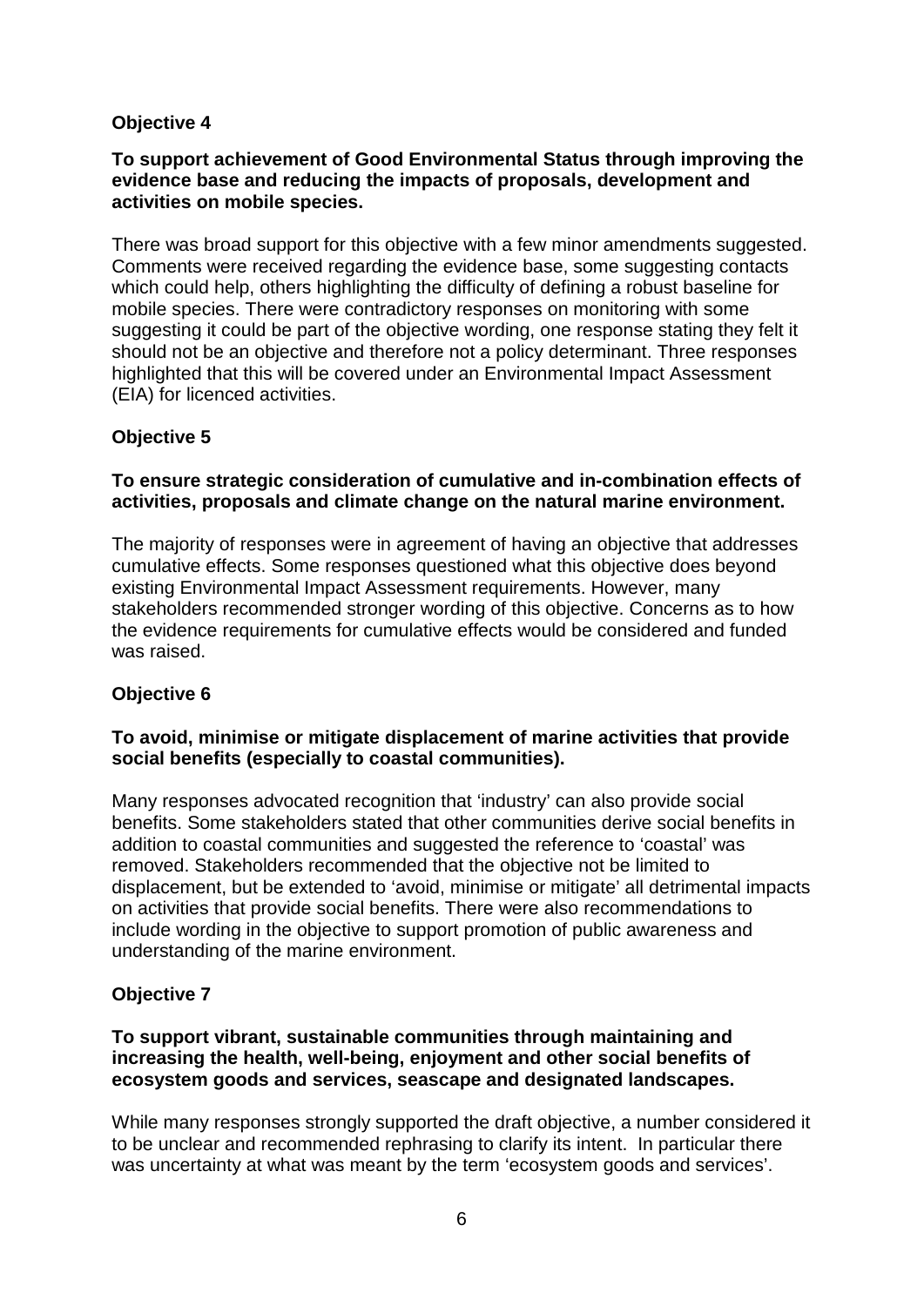### Objective 4

**To support achievement of Good Environmental Status through improving the evidence base and reducing the impacts of proposals, development and activities on mobile species.**

There was broad support for this objective with a few minor amendments suggested. Comments were received regarding the evidence base, some suggesting contacts which could help, others highlighting the difficulty of defining a robust baseline for mobile species. There were contradictory responses on monitoring with some suggesting it could be part of the objective wording, one response stating they felt it should not be an objective and therefore not a policy determinant. Three responses highlighted that this will be covered under an Environmental Impact Assessment (EIA) for licenced activities.

### Objective 5

**To ensure strategic consideration of cumulative and in-combination effects of activities, proposals and climate change on the natural marine environment.**

The majority of responses were in agreement of having an objective that addresses cumulative effects. Some responses questioned what this objective does beyond existing Environmental Impact Assessment requirements. However, many stakeholders recommended stronger wording of this objective. Concerns as to how the evidence requirements for cumulative effects would be considered and funded was raised.

### Objective 6

**To avoid, minimise or mitigate displacement of marine activities that provide social benefits (especially to coastal communities).**

Many responses advocated recognition that 'industry' can also provide social benefits. Some stakeholders stated that other communities derive social benefits in addition to coastal communities and suggested the reference to 'coastal' was removed. Stakeholders recommended that the objective not be limited to displacement, but be extended to 'avoid, minimise or mitigate' all detrimental impacts on activities that provide social benefits. There were also recommendations to include wording in the objective to support promotion of public awareness and understanding of the marine environment.

### Objective 7

**To support vibrant, sustainable communities through maintaining and increasing the health, well-being, enjoyment and other social benefits of ecosystem goods and services, seascape and designated landscapes.**

While many responses strongly supported the draft objective, a number considered it to be unclear and recommended rephrasing to clarify its intent. In particular there was uncertainty at what was meant by the term 'ecosystem goods and services'.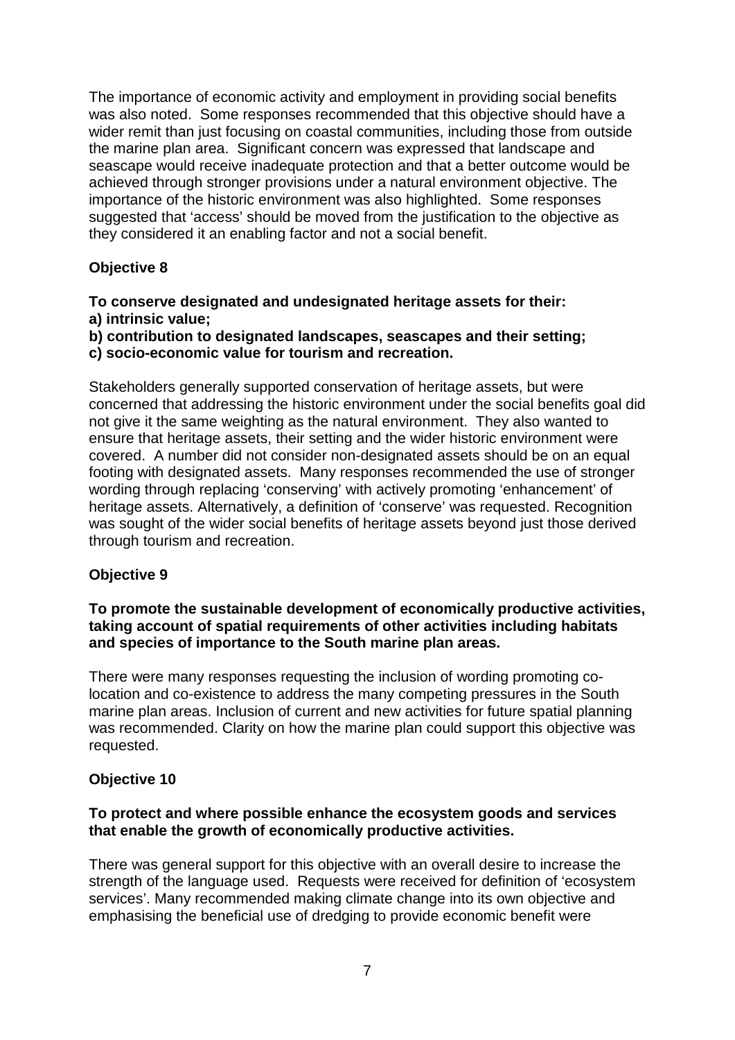The importance of economic activity and employment in providing social benefits was also noted. Some responses recommended that this objective should have a wider remit than just focusing on coastal communities, including those from outside the marine plan area. Significant concern was expressed that landscape and seascape would receive inadequate protection and that a better outcome would be achieved through stronger provisions under a natural environment objective. The importance of the historic environment was also highlighted. Some responses suggested that 'access' should be moved from the justification to the objective as they considered it an enabling factor and not a social benefit.

**Objective 8**

**To conserve designated and undesignated heritage assets for their:**
**a) intrinsic value;**
**b) contribution to designated landscapes, seascapes and their setting;**
**c) socio-economic value for tourism and recreation.**

Stakeholders generally supported conservation of heritage assets, but were concerned that addressing the historic environment under the social benefits goal did not give it the same weighting as the natural environment. They also wanted to ensure that heritage assets, their setting and the wider historic environment were covered. A number did not consider non-designated assets should be on an equal footing with designated assets. Many responses recommended the use of stronger wording through replacing 'conserving' with actively promoting 'enhancement' of heritage assets. Alternatively, a definition of 'conserve' was requested. Recognition was sought of the wider social benefits of heritage assets beyond just those derived through tourism and recreation.

**Objective 9**

**To promote the sustainable development of economically productive activities, taking account of spatial requirements of other activities including habitats and species of importance to the South marine plan areas.**

There were many responses requesting the inclusion of wording promoting co-location and co-existence to address the many competing pressures in the South marine plan areas. Inclusion of current and new activities for future spatial planning was recommended. Clarity on how the marine plan could support this objective was requested.

**Objective 10**

**To protect and where possible enhance the ecosystem goods and services that enable the growth of economically productive activities.**

There was general support for this objective with an overall desire to increase the strength of the language used. Requests were received for definition of 'ecosystem services'. Many recommended making climate change into its own objective and emphasising the beneficial use of dredging to provide economic benefit were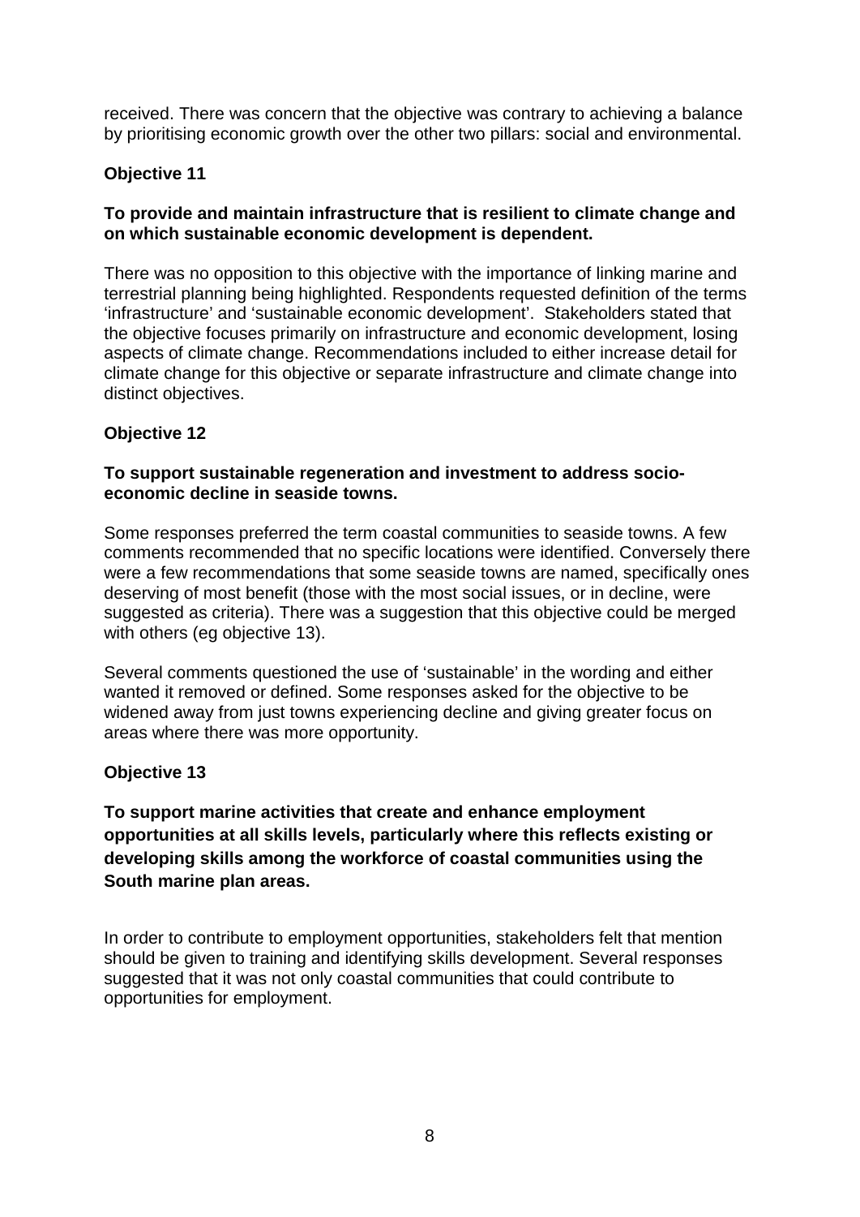received. There was concern that the objective was contrary to achieving a balance by prioritising economic growth over the other two pillars: social and environmental.

### Objective 11

**To provide and maintain infrastructure that is resilient to climate change and on which sustainable economic development is dependent.**

There was no opposition to this objective with the importance of linking marine and terrestrial planning being highlighted. Respondents requested definition of the terms 'infrastructure' and 'sustainable economic development'. Stakeholders stated that the objective focuses primarily on infrastructure and economic development, losing aspects of climate change. Recommendations included to either increase detail for climate change for this objective or separate infrastructure and climate change into distinct objectives.

### Objective 12

**To support sustainable regeneration and investment to address socio-economic decline in seaside towns.**

Some responses preferred the term coastal communities to seaside towns. A few comments recommended that no specific locations were identified. Conversely there were a few recommendations that some seaside towns are named, specifically ones deserving of most benefit (those with the most social issues, or in decline, were suggested as criteria). There was a suggestion that this objective could be merged with others (eg objective 13).

Several comments questioned the use of 'sustainable' in the wording and either wanted it removed or defined. Some responses asked for the objective to be widened away from just towns experiencing decline and giving greater focus on areas where there was more opportunity.

### Objective 13

**To support marine activities that create and enhance employment opportunities at all skills levels, particularly where this reflects existing or developing skills among the workforce of coastal communities using the South marine plan areas.**

In order to contribute to employment opportunities, stakeholders felt that mention should be given to training and identifying skills development. Several responses suggested that it was not only coastal communities that could contribute to opportunities for employment.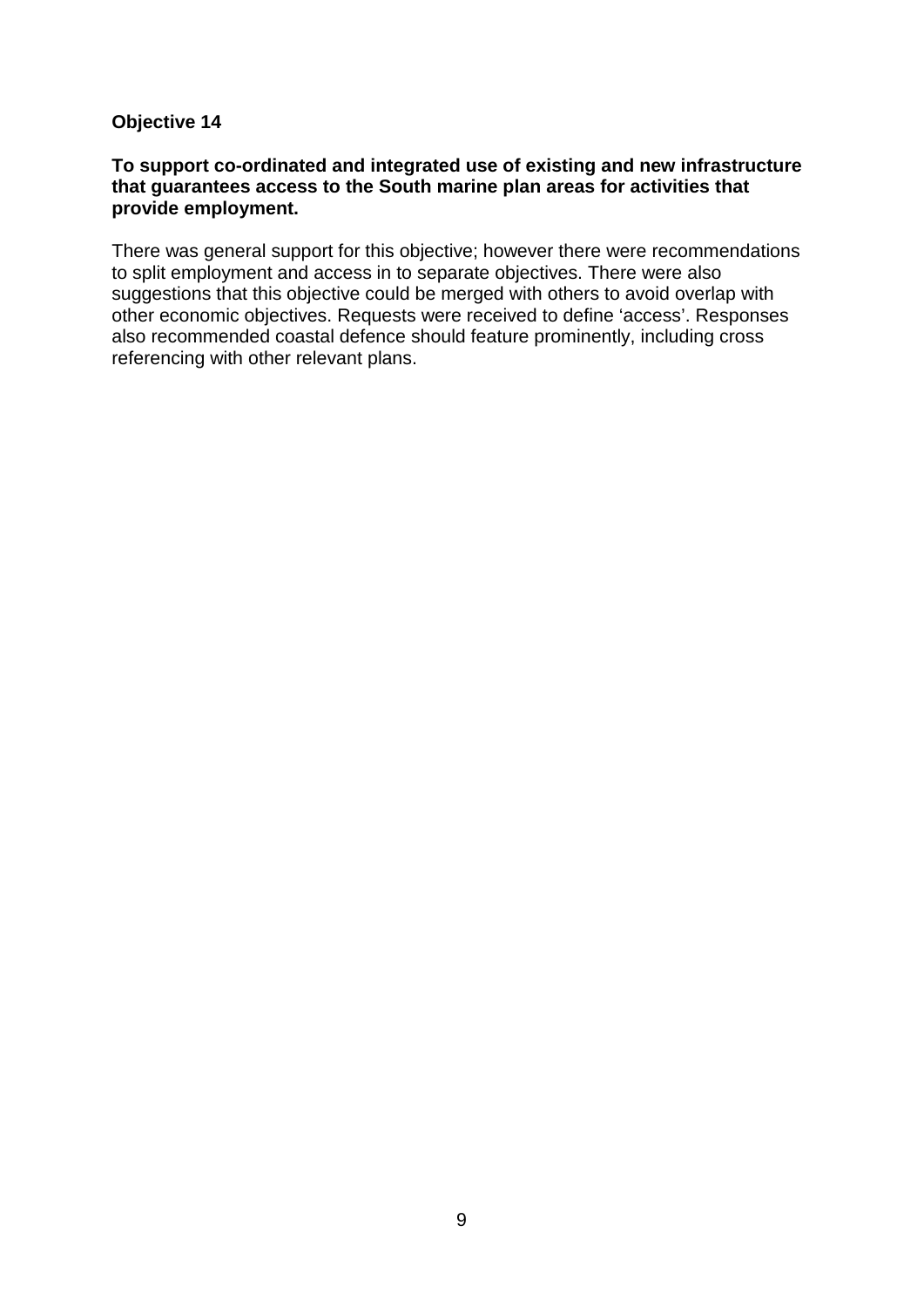**Objective 14**

**To support co-ordinated and integrated use of existing and new infrastructure that guarantees access to the South marine plan areas for activities that provide employment.**

There was general support for this objective; however there were recommendations to split employment and access in to separate objectives. There were also suggestions that this objective could be merged with others to avoid overlap with other economic objectives. Requests were received to define ‘access’. Responses also recommended coastal defence should feature prominently, including cross referencing with other relevant plans.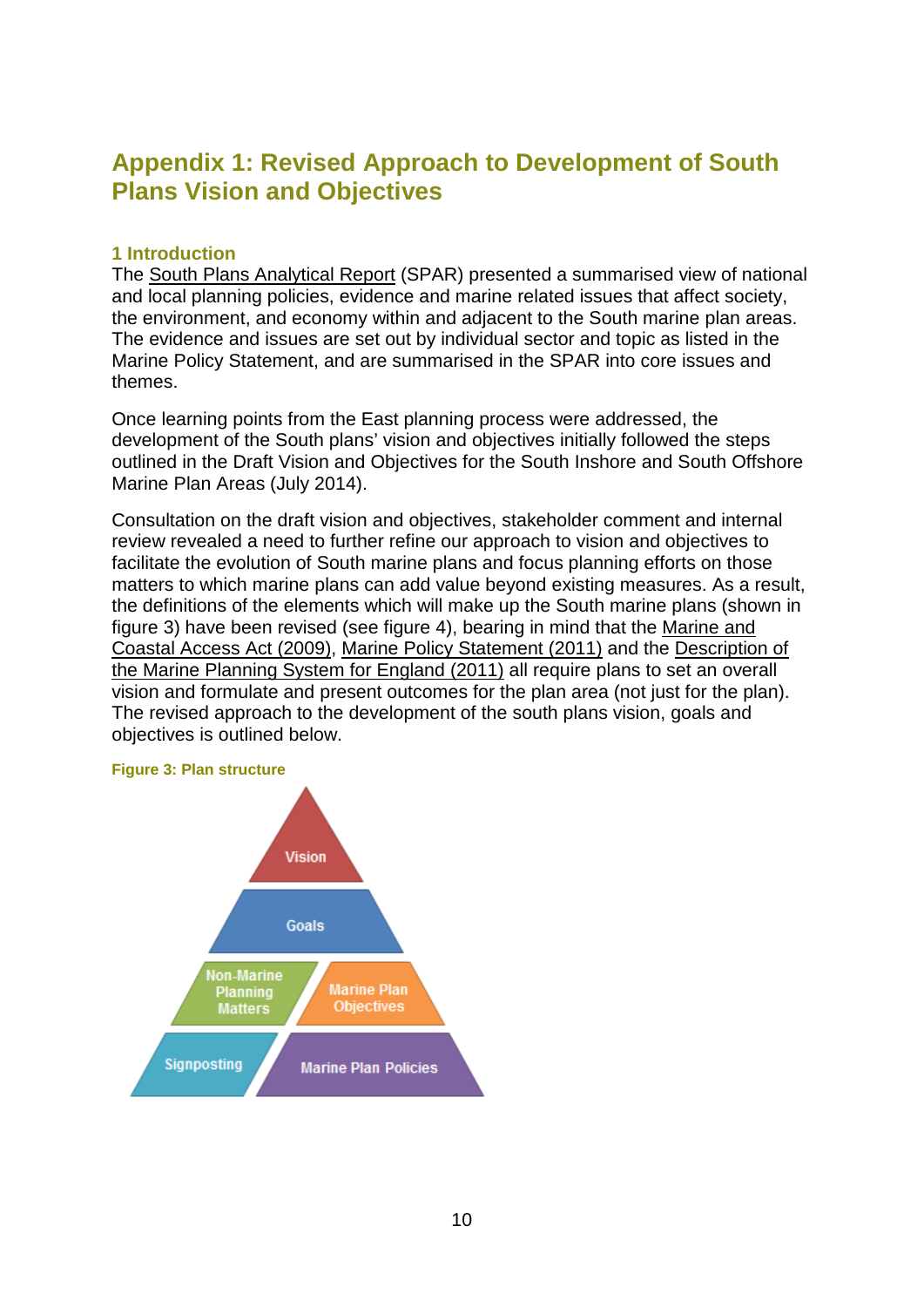# Appendix 1: Revised Approach to Development of South Plans Vision and Objectives

## 1 Introduction

The South Plans Analytical Report (SPAR) presented a summarised view of national and local planning policies, evidence and marine related issues that affect society, the environment, and economy within and adjacent to the South marine plan areas. The evidence and issues are set out by individual sector and topic as listed in the Marine Policy Statement, and are summarised in the SPAR into core issues and themes.

Once learning points from the East planning process were addressed, the development of the South plans' vision and objectives initially followed the steps outlined in the Draft Vision and Objectives for the South Inshore and South Offshore Marine Plan Areas (July 2014).

Consultation on the draft vision and objectives, stakeholder comment and internal review revealed a need to further refine our approach to vision and objectives to facilitate the evolution of South marine plans and focus planning efforts on those matters to which marine plans can add value beyond existing measures. As a result, the definitions of the elements which will make up the South marine plans (shown in figure 3) have been revised (see figure 4), bearing in mind that the Marine and Coastal Access Act (2009), Marine Policy Statement (2011) and the Description of the Marine Planning System for England (2011) all require plans to set an overall vision and formulate and present outcomes for the plan area (not just for the plan). The revised approach to the development of the south plans vision, goals and objectives is outlined below.

**Figure 3: Plan structure**

- Vision
- Goals
- Non-Marine Planning Matters | Marine Plan Objectives
- Signposting | Marine Plan Policies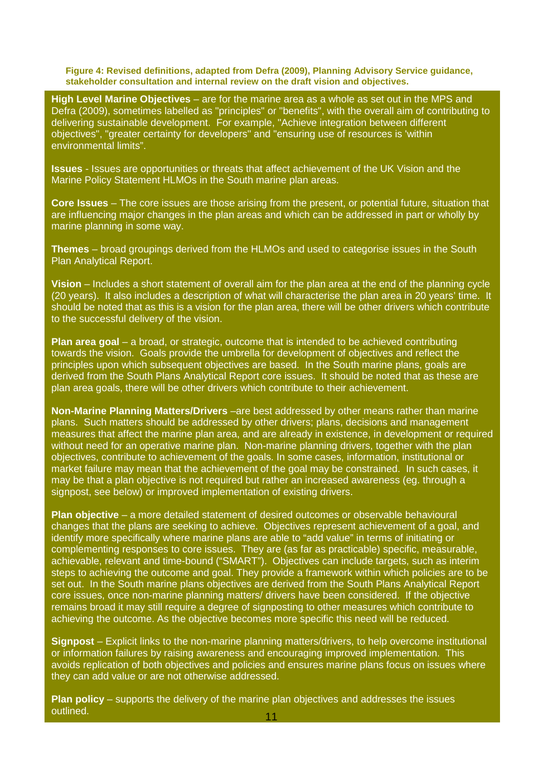**Figure 4: Revised definitions, adapted from Defra (2009), Planning Advisory Service guidance, stakeholder consultation and internal review on the draft vision and objectives.**

**High Level Marine Objectives** – are for the marine area as a whole as set out in the MPS and Defra (2009), sometimes labelled as "principles" or "benefits", with the overall aim of contributing to delivering sustainable development. For example, "Achieve integration between different objectives", "greater certainty for developers" and "ensuring use of resources is 'within environmental limits".

**Issues** - Issues are opportunities or threats that affect achievement of the UK Vision and the Marine Policy Statement HLMOs in the South marine plan areas.

**Core Issues** – The core issues are those arising from the present, or potential future, situation that are influencing major changes in the plan areas and which can be addressed in part or wholly by marine planning in some way.

**Themes** – broad groupings derived from the HLMOs and used to categorise issues in the South Plan Analytical Report.

**Vision** – Includes a short statement of overall aim for the plan area at the end of the planning cycle (20 years). It also includes a description of what will characterise the plan area in 20 years' time. It should be noted that as this is a vision for the plan area, there will be other drivers which contribute to the successful delivery of the vision.

**Plan area goal** – a broad, or strategic, outcome that is intended to be achieved contributing towards the vision. Goals provide the umbrella for development of objectives and reflect the principles upon which subsequent objectives are based. In the South marine plans, goals are derived from the South Plans Analytical Report core issues. It should be noted that as these are plan area goals, there will be other drivers which contribute to their achievement.

**Non-Marine Planning Matters/Drivers** –are best addressed by other means rather than marine plans. Such matters should be addressed by other drivers; plans, decisions and management measures that affect the marine plan area, and are already in existence, in development or required without need for an operative marine plan. Non-marine planning drivers, together with the plan objectives, contribute to achievement of the goals. In some cases, information, institutional or market failure may mean that the achievement of the goal may be constrained. In such cases, it may be that a plan objective is not required but rather an increased awareness (eg. through a signpost, see below) or improved implementation of existing drivers.

**Plan objective** – a more detailed statement of desired outcomes or observable behavioural changes that the plans are seeking to achieve. Objectives represent achievement of a goal, and identify more specifically where marine plans are able to "add value" in terms of initiating or complementing responses to core issues. They are (as far as practicable) specific, measurable, achievable, relevant and time-bound ("SMART"). Objectives can include targets, such as interim steps to achieving the outcome and goal. They provide a framework within which policies are to be set out. In the South marine plans objectives are derived from the South Plans Analytical Report core issues, once non-marine planning matters/ drivers have been considered. If the objective remains broad it may still require a degree of signposting to other measures which contribute to achieving the outcome. As the objective becomes more specific this need will be reduced.

**Signpost** – Explicit links to the non-marine planning matters/drivers, to help overcome institutional or information failures by raising awareness and encouraging improved implementation. This avoids replication of both objectives and policies and ensures marine plans focus on issues where they can add value or are not otherwise addressed.

**Plan policy** – supports the delivery of the marine plan objectives and addresses the issues outlined.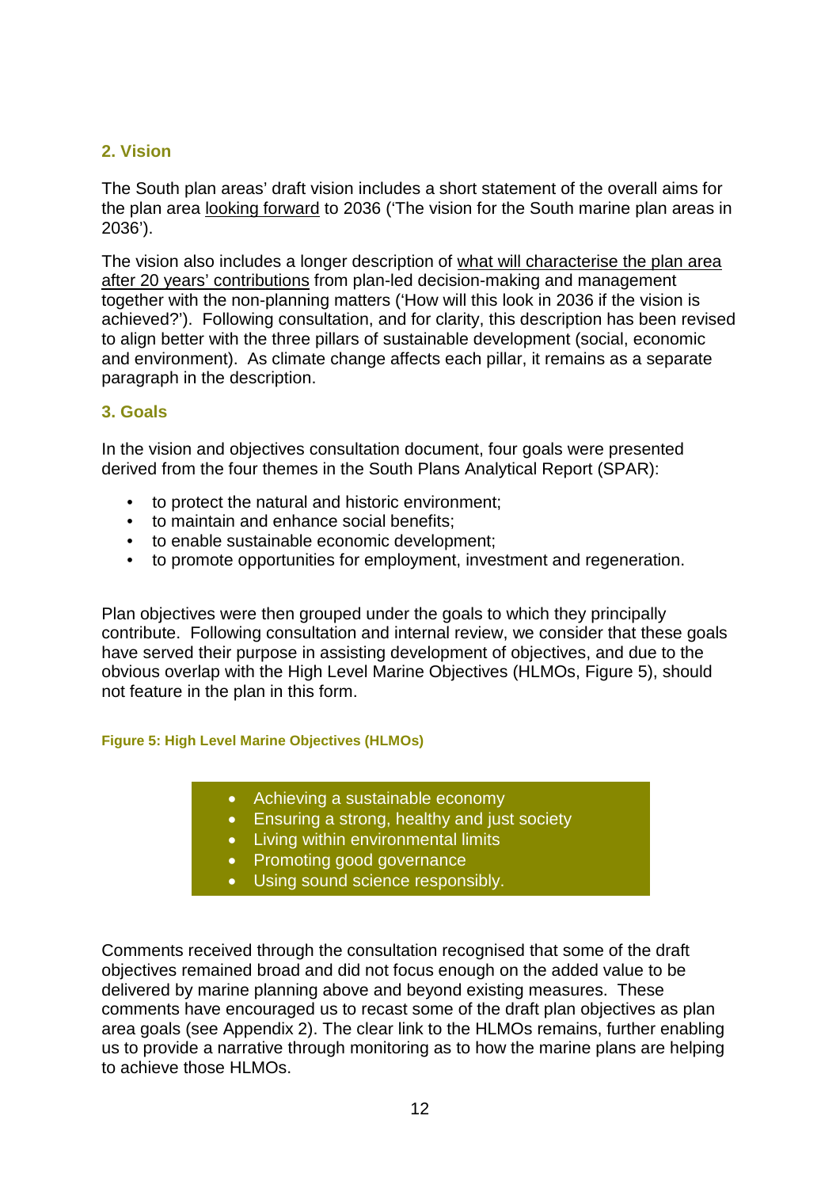## 2. Vision

The South plan areas' draft vision includes a short statement of the overall aims for the plan area looking forward to 2036 ('The vision for the South marine plan areas in 2036').

The vision also includes a longer description of what will characterise the plan area after 20 years' contributions from plan-led decision-making and management together with the non-planning matters ('How will this look in 2036 if the vision is achieved?'). Following consultation, and for clarity, this description has been revised to align better with the three pillars of sustainable development (social, economic and environment). As climate change affects each pillar, it remains as a separate paragraph in the description.

## 3. Goals

In the vision and objectives consultation document, four goals were presented derived from the four themes in the South Plans Analytical Report (SPAR):

- to protect the natural and historic environment;
- to maintain and enhance social benefits;
- to enable sustainable economic development;
- to promote opportunities for employment, investment and regeneration.

Plan objectives were then grouped under the goals to which they principally contribute. Following consultation and internal review, we consider that these goals have served their purpose in assisting development of objectives, and due to the obvious overlap with the High Level Marine Objectives (HLMOs, Figure 5), should not feature in the plan in this form.

**Figure 5: High Level Marine Objectives (HLMOs)**

- Achieving a sustainable economy
- Ensuring a strong, healthy and just society
- Living within environmental limits
- Promoting good governance
- Using sound science responsibly.

Comments received through the consultation recognised that some of the draft objectives remained broad and did not focus enough on the added value to be delivered by marine planning above and beyond existing measures. These comments have encouraged us to recast some of the draft plan objectives as plan area goals (see Appendix 2). The clear link to the HLMOs remains, further enabling us to provide a narrative through monitoring as to how the marine plans are helping to achieve those HLMOs.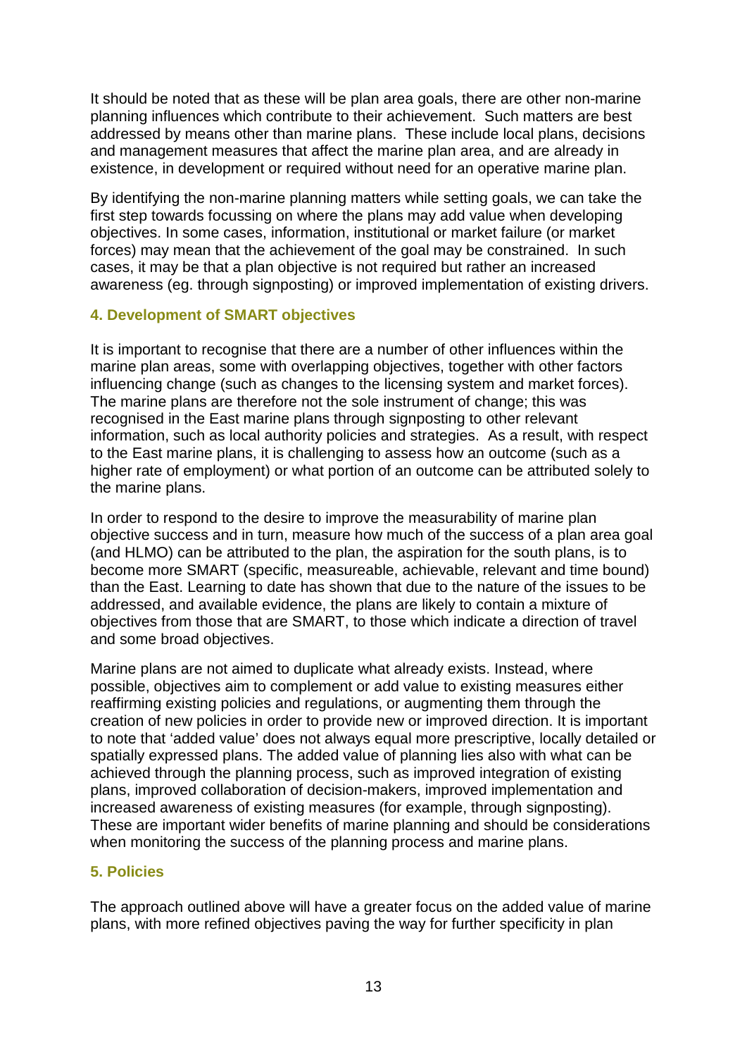It should be noted that as these will be plan area goals, there are other non-marine planning influences which contribute to their achievement. Such matters are best addressed by means other than marine plans. These include local plans, decisions and management measures that affect the marine plan area, and are already in existence, in development or required without need for an operative marine plan.

By identifying the non-marine planning matters while setting goals, we can take the first step towards focussing on where the plans may add value when developing objectives. In some cases, information, institutional or market failure (or market forces) may mean that the achievement of the goal may be constrained. In such cases, it may be that a plan objective is not required but rather an increased awareness (eg. through signposting) or improved implementation of existing drivers.

#### 4. Development of SMART objectives

It is important to recognise that there are a number of other influences within the marine plan areas, some with overlapping objectives, together with other factors influencing change (such as changes to the licensing system and market forces). The marine plans are therefore not the sole instrument of change; this was recognised in the East marine plans through signposting to other relevant information, such as local authority policies and strategies. As a result, with respect to the East marine plans, it is challenging to assess how an outcome (such as a higher rate of employment) or what portion of an outcome can be attributed solely to the marine plans.

In order to respond to the desire to improve the measurability of marine plan objective success and in turn, measure how much of the success of a plan area goal (and HLMO) can be attributed to the plan, the aspiration for the south plans, is to become more SMART (specific, measureable, achievable, relevant and time bound) than the East. Learning to date has shown that due to the nature of the issues to be addressed, and available evidence, the plans are likely to contain a mixture of objectives from those that are SMART, to those which indicate a direction of travel and some broad objectives.

Marine plans are not aimed to duplicate what already exists. Instead, where possible, objectives aim to complement or add value to existing measures either reaffirming existing policies and regulations, or augmenting them through the creation of new policies in order to provide new or improved direction. It is important to note that 'added value' does not always equal more prescriptive, locally detailed or spatially expressed plans. The added value of planning lies also with what can be achieved through the planning process, such as improved integration of existing plans, improved collaboration of decision-makers, improved implementation and increased awareness of existing measures (for example, through signposting). These are important wider benefits of marine planning and should be considerations when monitoring the success of the planning process and marine plans.

#### 5. Policies

The approach outlined above will have a greater focus on the added value of marine plans, with more refined objectives paving the way for further specificity in plan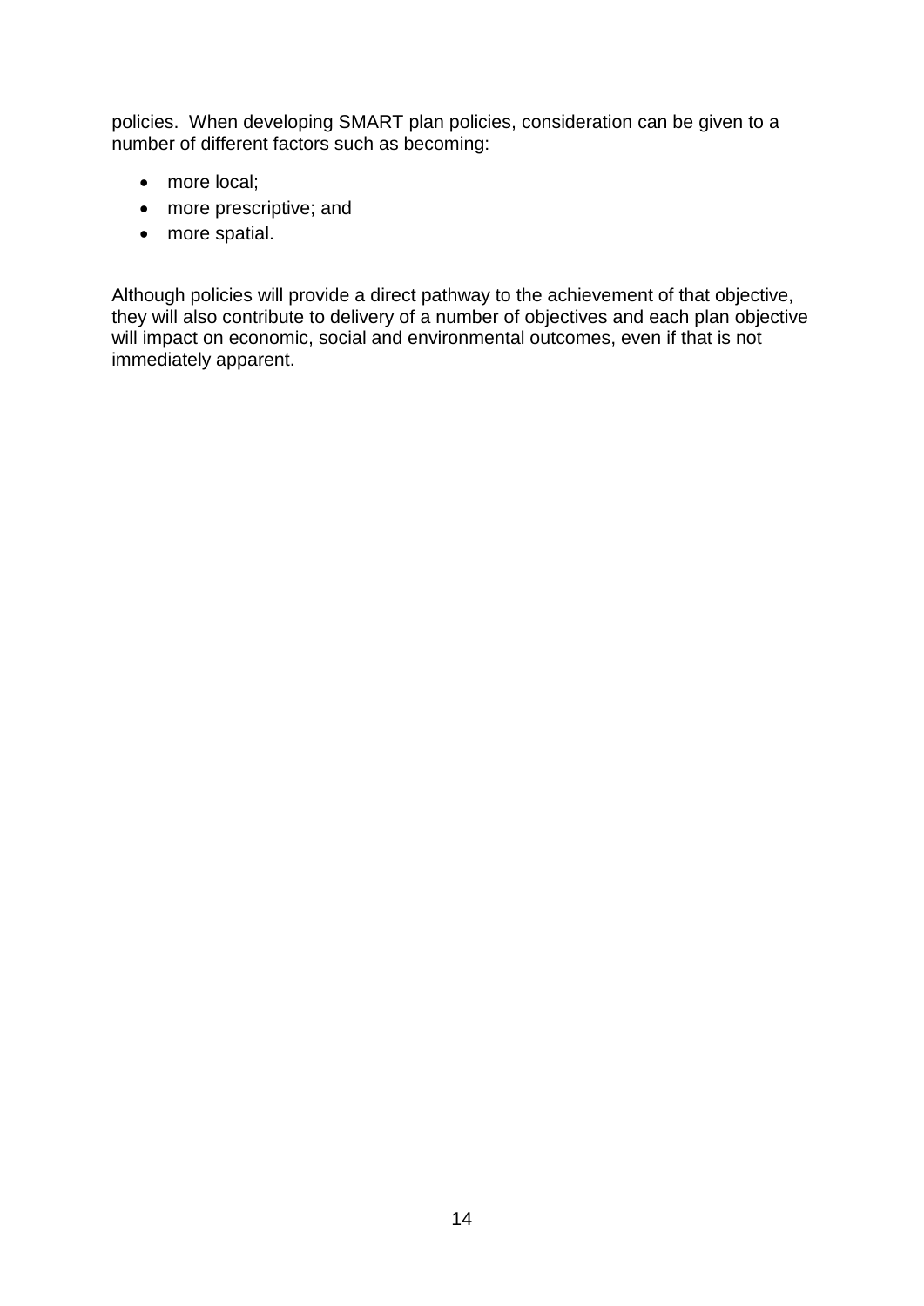policies. When developing SMART plan policies, consideration can be given to a number of different factors such as becoming:

- more local;
- more prescriptive; and
- more spatial.

Although policies will provide a direct pathway to the achievement of that objective, they will also contribute to delivery of a number of objectives and each plan objective will impact on economic, social and environmental outcomes, even if that is not immediately apparent.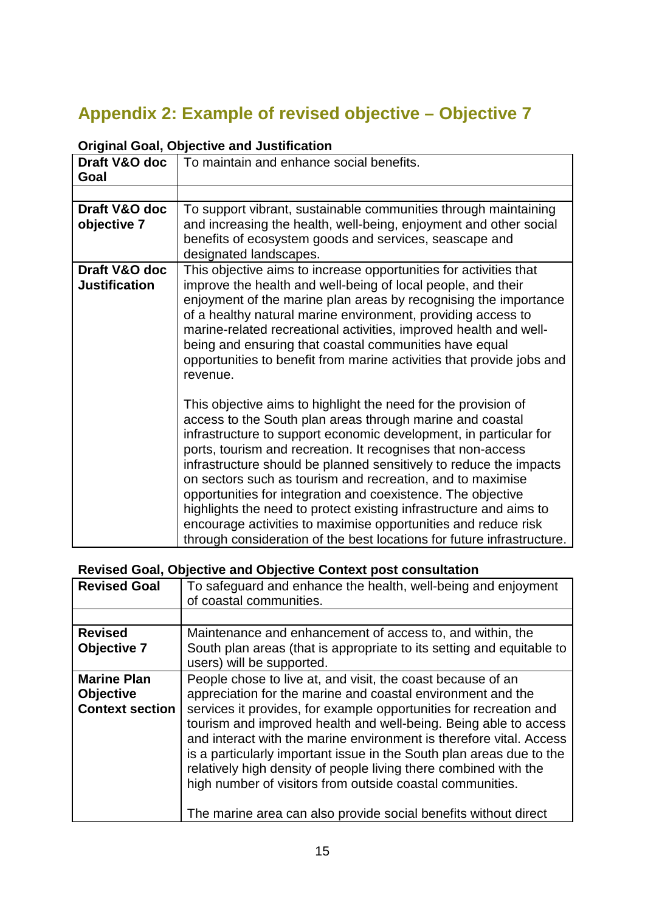# Appendix 2: Example of revised objective – Objective 7

**Original Goal, Objective and Justification**

| | |
|---|---|
| **Draft V&O doc Goal** | To maintain and enhance social benefits. |
| | |
| **Draft V&O doc objective 7** | To support vibrant, sustainable communities through maintaining and increasing the health, well-being, enjoyment and other social benefits of ecosystem goods and services, seascape and designated landscapes. |
| **Draft V&O doc Justification** | This objective aims to increase opportunities for activities that improve the health and well-being of local people, and their enjoyment of the marine plan areas by recognising the importance of a healthy natural marine environment, providing access to marine-related recreational activities, improved health and well-being and ensuring that coastal communities have equal opportunities to benefit from marine activities that provide jobs and revenue.<br><br>This objective aims to highlight the need for the provision of access to the South plan areas through marine and coastal infrastructure to support economic development, in particular for ports, tourism and recreation. It recognises that non-access infrastructure should be planned sensitively to reduce the impacts on sectors such as tourism and recreation, and to maximise opportunities for integration and coexistence. The objective highlights the need to protect existing infrastructure and aims to encourage activities to maximise opportunities and reduce risk through consideration of the best locations for future infrastructure. |

**Revised Goal, Objective and Objective Context post consultation**

| | |
|---|---|
| **Revised Goal** | To safeguard and enhance the health, well-being and enjoyment of coastal communities. |
| | |
| **Revised Objective 7** | Maintenance and enhancement of access to, and within, the South plan areas (that is appropriate to its setting and equitable to users) will be supported. |
| **Marine Plan Objective Context section** | People chose to live at, and visit, the coast because of an appreciation for the marine and coastal environment and the services it provides, for example opportunities for recreation and tourism and improved health and well-being. Being able to access and interact with the marine environment is therefore vital. Access is a particularly important issue in the South plan areas due to the relatively high density of people living there combined with the high number of visitors from outside coastal communities.<br><br>The marine area can also provide social benefits without direct |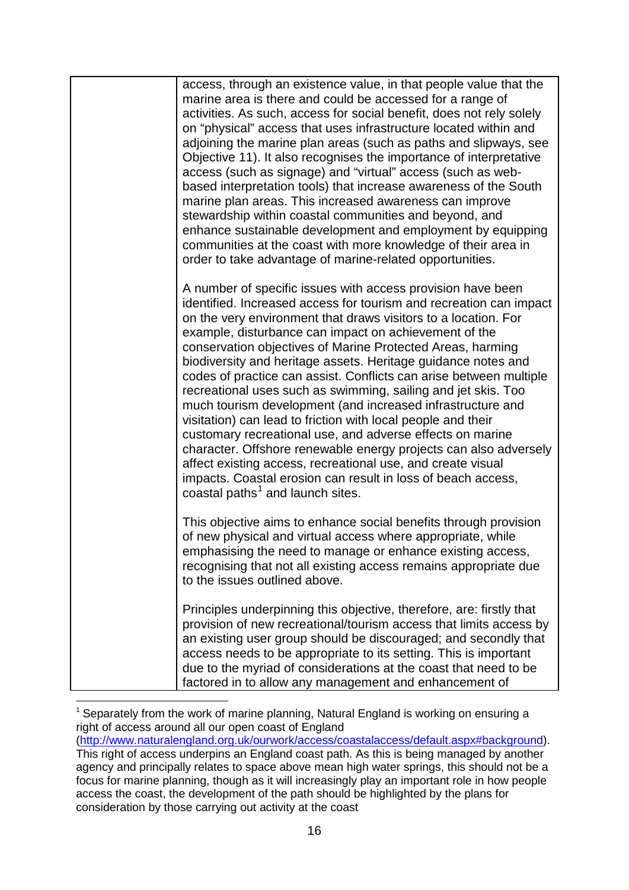| | access, through an existence value, in that people value that the marine area is there and could be accessed for a range of activities. As such, access for social benefit, does not rely solely on "physical" access that uses infrastructure located within and adjoining the marine plan areas (such as paths and slipways, see Objective 11). It also recognises the importance of interpretative access (such as signage) and "virtual" access (such as web-based interpretation tools) that increase awareness of the South marine plan areas. This increased awareness can improve stewardship within coastal communities and beyond, and enhance sustainable development and employment by equipping communities at the coast with more knowledge of their area in order to take advantage of marine-related opportunities.<br><br>A number of specific issues with access provision have been identified. Increased access for tourism and recreation can impact on the very environment that draws visitors to a location. For example, disturbance can impact on achievement of the conservation objectives of Marine Protected Areas, harming biodiversity and heritage assets. Heritage guidance notes and codes of practice can assist. Conflicts can arise between multiple recreational uses such as swimming, sailing and jet skis. Too much tourism development (and increased infrastructure and visitation) can lead to friction with local people and their customary recreational use, and adverse effects on marine character. Offshore renewable energy projects can also adversely affect existing access, recreational use, and create visual impacts. Coastal erosion can result in loss of beach access, coastal paths[1] and launch sites.<br><br>This objective aims to enhance social benefits through provision of new physical and virtual access where appropriate, while emphasising the need to manage or enhance existing access, recognising that not all existing access remains appropriate due to the issues outlined above.<br><br>Principles underpinning this objective, therefore, are: firstly that provision of new recreational/tourism access that limits access by an existing user group should be discouraged; and secondly that access needs to be appropriate to its setting. This is important due to the myriad of considerations at the coast that need to be factored in to allow any management and enhancement of |
|---|---|

[1] Separately from the work of marine planning, Natural England is working on ensuring a right of access around all our open coast of England (http://www.naturalengland.org.uk/ourwork/access/coastalaccess/default.aspx#background). This right of access underpins an England coast path. As this is being managed by another agency and principally relates to space above mean high water springs, this should not be a focus for marine planning, though as it will increasingly play an important role in how people access the coast, the development of the path should be highlighted by the plans for consideration by those carrying out activity at the coast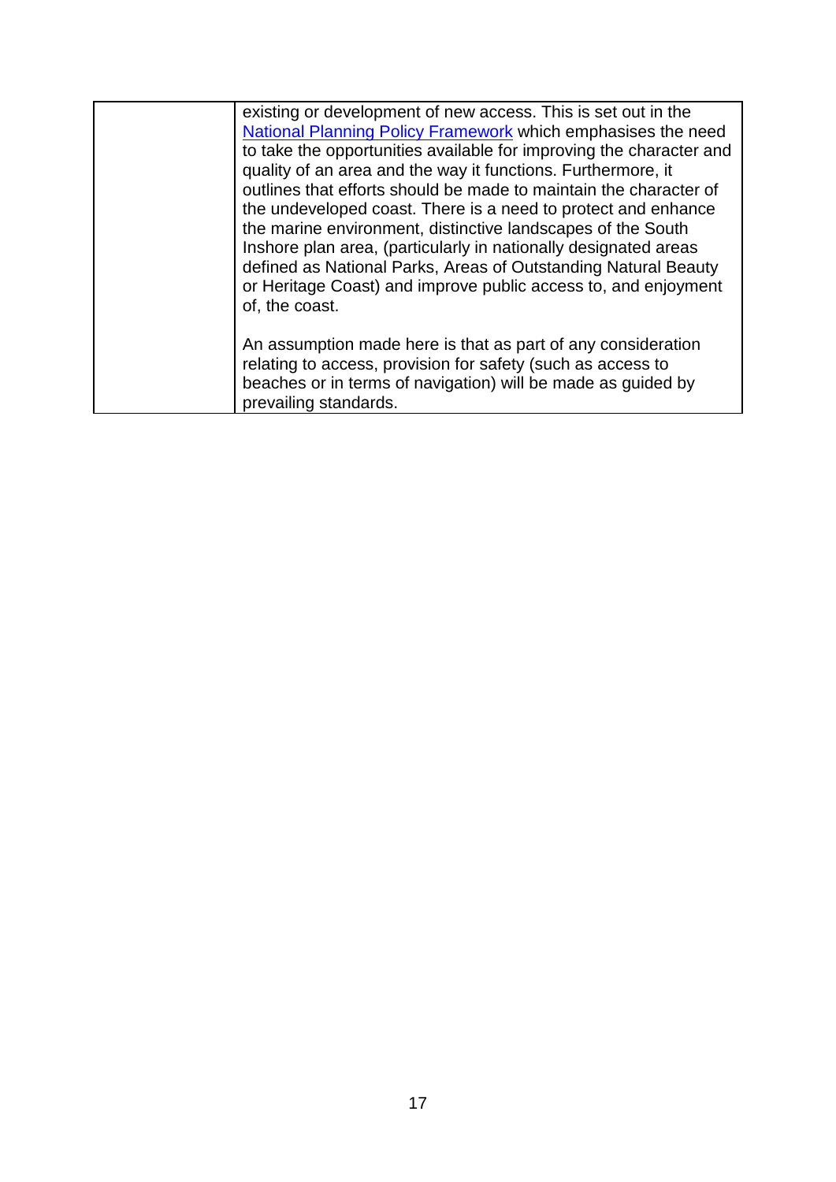| | |
|---|---|
| | existing or development of new access. This is set out in the [National Planning Policy Framework](#) which emphasises the need to take the opportunities available for improving the character and quality of an area and the way it functions. Furthermore, it outlines that efforts should be made to maintain the character of the undeveloped coast. There is a need to protect and enhance the marine environment, distinctive landscapes of the South Inshore plan area, (particularly in nationally designated areas defined as National Parks, Areas of Outstanding Natural Beauty or Heritage Coast) and improve public access to, and enjoyment of, the coast.<br><br>An assumption made here is that as part of any consideration relating to access, provision for safety (such as access to beaches or in terms of navigation) will be made as guided by prevailing standards. |